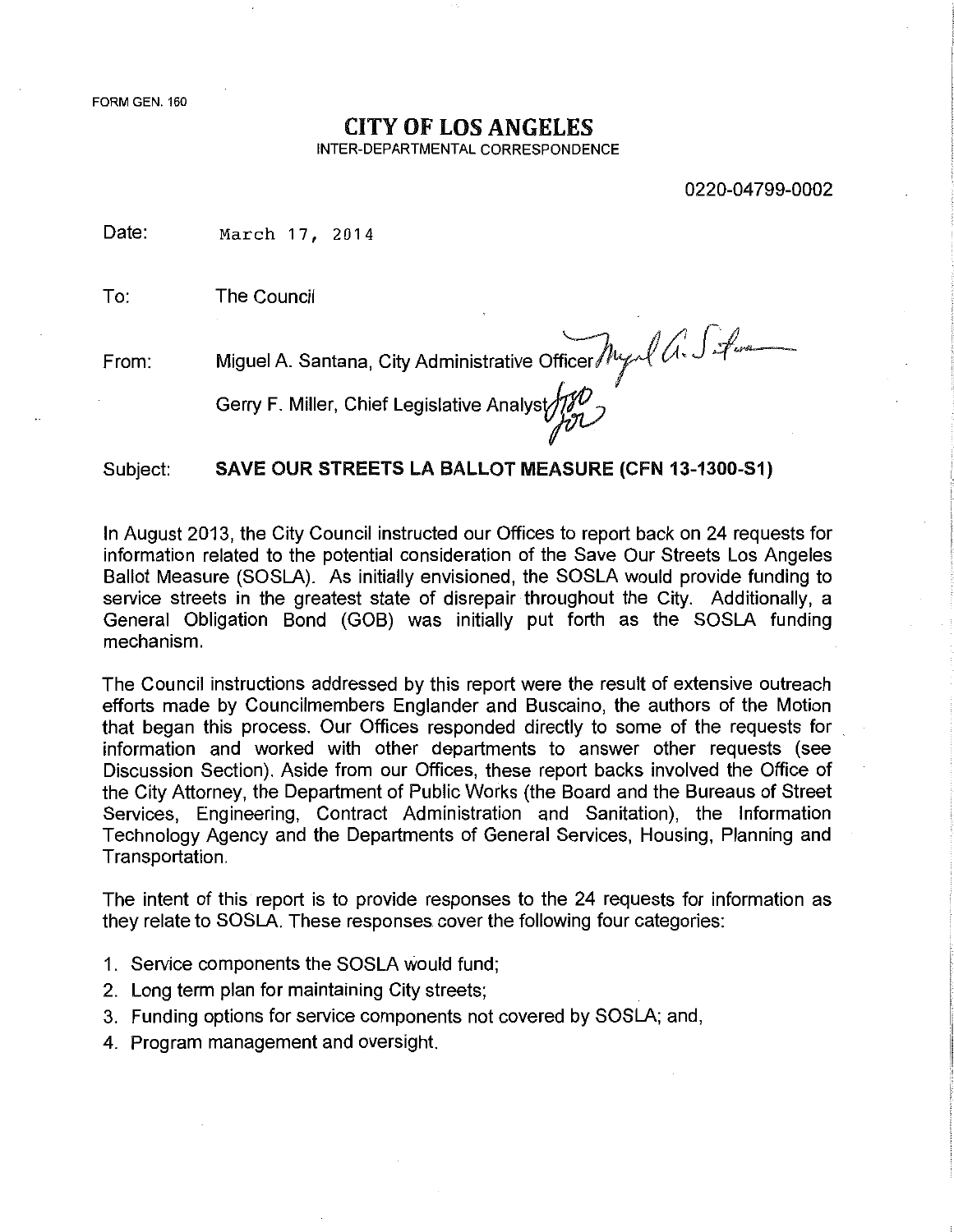FORM GEN. 160

# CITY OF LOS ANGELES

INTER-DEPARTMENTAL CORRESPONDENCE

0220-04799-0002

Date: March 17, 2014

To: The Council

From: Miguel A. Santana, City Administrative Officer

Gerry F. Miller, Chief Legislative Analyst

Subject: **SAVE OUR STREETS LA BALLOT MEASURE (CFN 13-1300-S1)**

In August 2013, the City Council instructed our Offices to report back on 24 requests for information related to the potential consideration of the Save Our Streets Los Angeles Ballot Measure (SOSLA). As initially envisioned, the SOSLA would provide funding to service streets in the greatest state of disrepair throughout the City. Additionally, a General Obligation Bond (GOB) was initially put forth as the SOSLA funding mechanism.

The Council instructions addressed by this report were the result of extensive outreach efforts made by Councilmembers Englander and Buscaino, the authors of the Motion that began this process. Our Offices responded directly to some of the requests for information and worked with other departments to answer other requests (see Discussion Section). Aside from our Offices, these report backs involved the Office of the City Attorney, the Department of Public Works (the Board and the Bureaus of Street Services, Engineering, Contract Administration and Sanitation), the Information Technology Agency and the Departments of General Services, Housing, Planning and Transportation.

The intent of this report is to provide responses to the 24 requests for information as they relate to SOSLA. These responses cover the following four categories:

1. Service components the SOSLA would fund;
2. Long term plan for maintaining City streets;
3. Funding options for service components not covered by SOSLA; and,
4. Program management and oversight.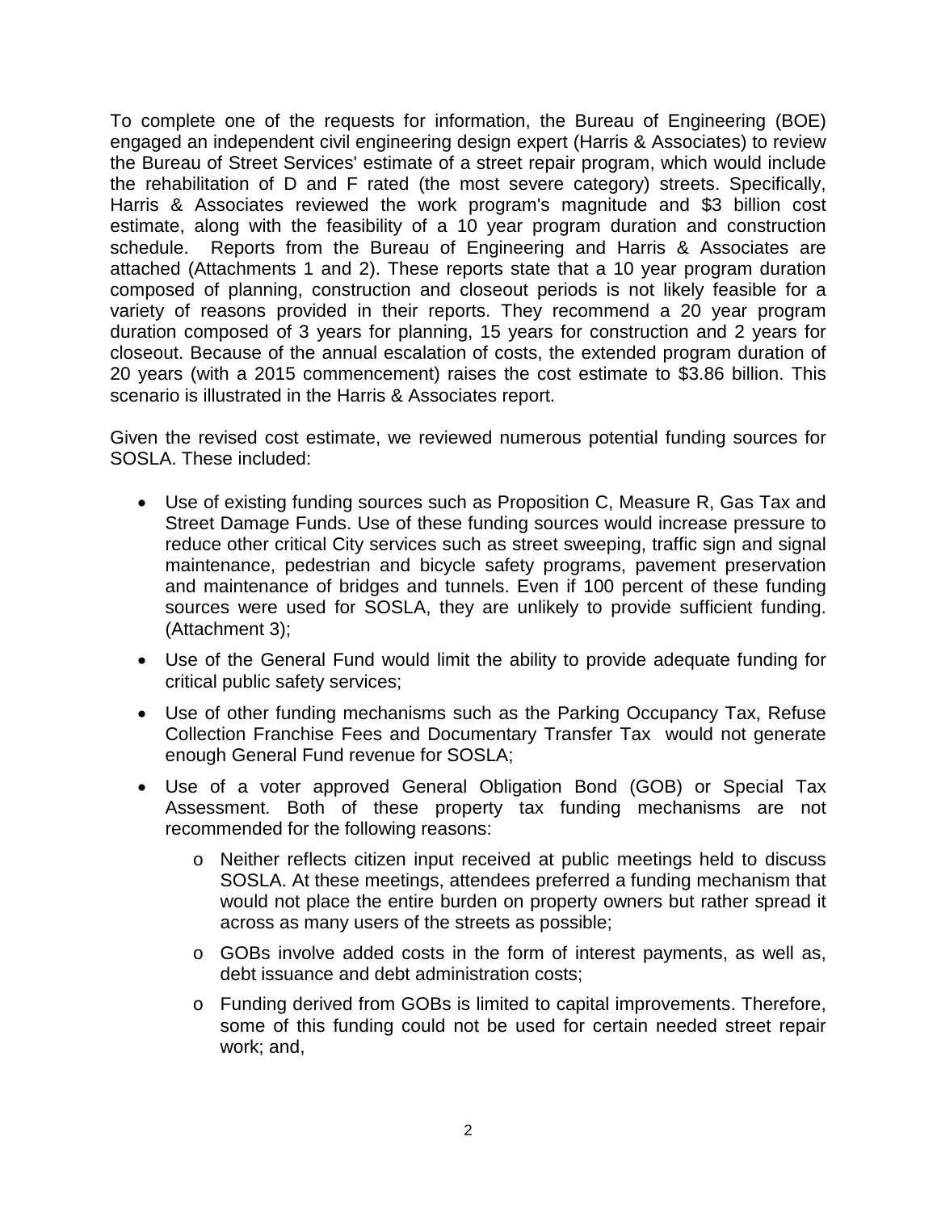To complete one of the requests for information, the Bureau of Engineering (BOE) engaged an independent civil engineering design expert (Harris & Associates) to review the Bureau of Street Services' estimate of a street repair program, which would include the rehabilitation of D and F rated (the most severe category) streets. Specifically, Harris & Associates reviewed the work program's magnitude and $3 billion cost estimate, along with the feasibility of a 10 year program duration and construction schedule. Reports from the Bureau of Engineering and Harris & Associates are attached (Attachments 1 and 2). These reports state that a 10 year program duration composed of planning, construction and closeout periods is not likely feasible for a variety of reasons provided in their reports. They recommend a 20 year program duration composed of 3 years for planning, 15 years for construction and 2 years for closeout. Because of the annual escalation of costs, the extended program duration of 20 years (with a 2015 commencement) raises the cost estimate to $3.86 billion. This scenario is illustrated in the Harris & Associates report.

Given the revised cost estimate, we reviewed numerous potential funding sources for SOSLA. These included:

- Use of existing funding sources such as Proposition C, Measure R, Gas Tax and Street Damage Funds. Use of these funding sources would increase pressure to reduce other critical City services such as street sweeping, traffic sign and signal maintenance, pedestrian and bicycle safety programs, pavement preservation and maintenance of bridges and tunnels. Even if 100 percent of these funding sources were used for SOSLA, they are unlikely to provide sufficient funding. (Attachment 3);
- Use of the General Fund would limit the ability to provide adequate funding for critical public safety services;
- Use of other funding mechanisms such as the Parking Occupancy Tax, Refuse Collection Franchise Fees and Documentary Transfer Tax would not generate enough General Fund revenue for SOSLA;
- Use of a voter approved General Obligation Bond (GOB) or Special Tax Assessment. Both of these property tax funding mechanisms are not recommended for the following reasons:
  - Neither reflects citizen input received at public meetings held to discuss SOSLA. At these meetings, attendees preferred a funding mechanism that would not place the entire burden on property owners but rather spread it across as many users of the streets as possible;
  - GOBs involve added costs in the form of interest payments, as well as, debt issuance and debt administration costs;
  - Funding derived from GOBs is limited to capital improvements. Therefore, some of this funding could not be used for certain needed street repair work; and,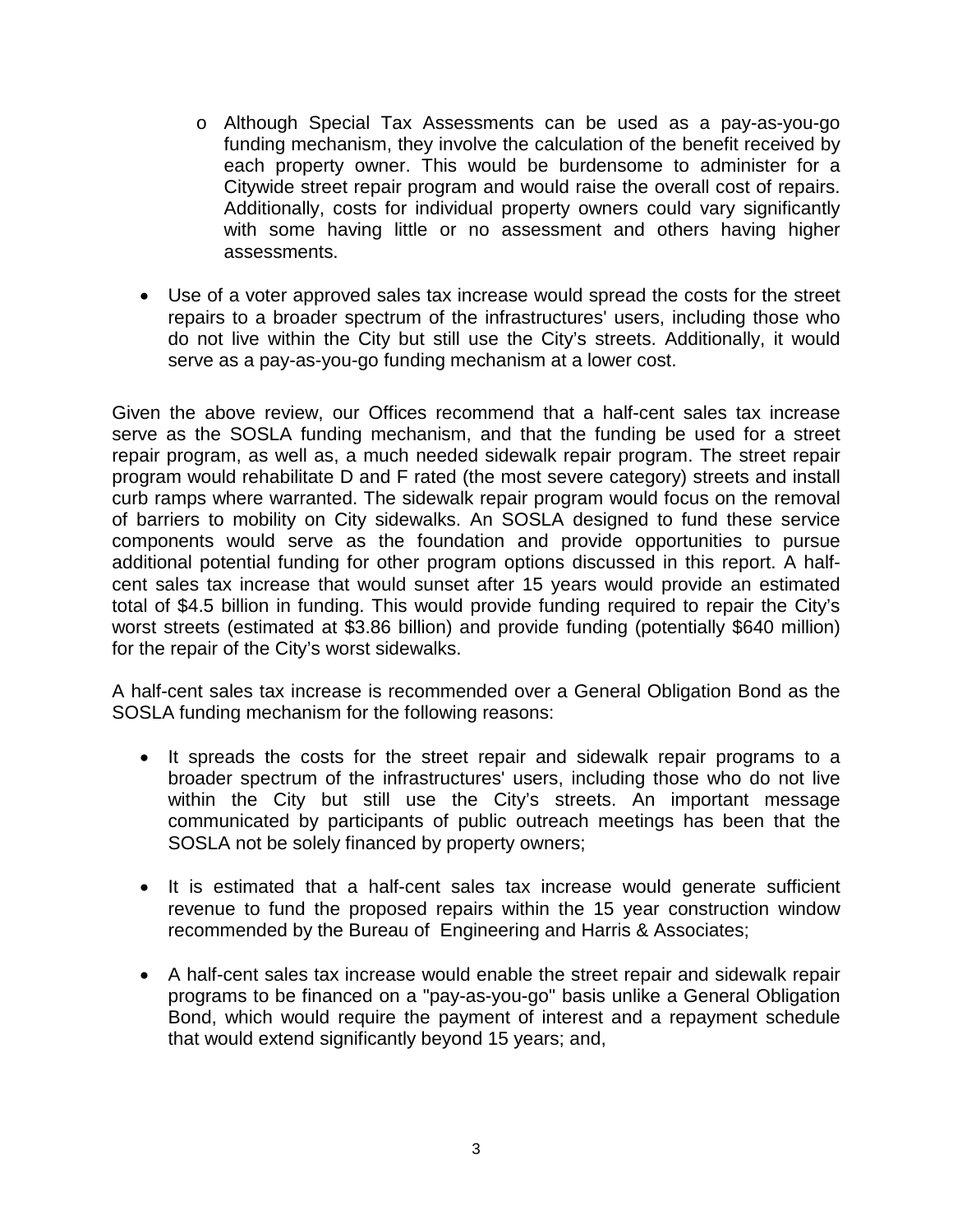- Although Special Tax Assessments can be used as a pay-as-you-go funding mechanism, they involve the calculation of the benefit received by each property owner. This would be burdensome to administer for a Citywide street repair program and would raise the overall cost of repairs. Additionally, costs for individual property owners could vary significantly with some having little or no assessment and others having higher assessments.

- Use of a voter approved sales tax increase would spread the costs for the street repairs to a broader spectrum of the infrastructures' users, including those who do not live within the City but still use the City's streets. Additionally, it would serve as a pay-as-you-go funding mechanism at a lower cost.

Given the above review, our Offices recommend that a half-cent sales tax increase serve as the SOSLA funding mechanism, and that the funding be used for a street repair program, as well as, a much needed sidewalk repair program. The street repair program would rehabilitate D and F rated (the most severe category) streets and install curb ramps where warranted. The sidewalk repair program would focus on the removal of barriers to mobility on City sidewalks. An SOSLA designed to fund these service components would serve as the foundation and provide opportunities to pursue additional potential funding for other program options discussed in this report. A half-cent sales tax increase that would sunset after 15 years would provide an estimated total of $4.5 billion in funding. This would provide funding required to repair the City's worst streets (estimated at $3.86 billion) and provide funding (potentially $640 million) for the repair of the City's worst sidewalks.

A half-cent sales tax increase is recommended over a General Obligation Bond as the SOSLA funding mechanism for the following reasons:

- It spreads the costs for the street repair and sidewalk repair programs to a broader spectrum of the infrastructures' users, including those who do not live within the City but still use the City's streets. An important message communicated by participants of public outreach meetings has been that the SOSLA not be solely financed by property owners;

- It is estimated that a half-cent sales tax increase would generate sufficient revenue to fund the proposed repairs within the 15 year construction window recommended by the Bureau of Engineering and Harris & Associates;

- A half-cent sales tax increase would enable the street repair and sidewalk repair programs to be financed on a "pay-as-you-go" basis unlike a General Obligation Bond, which would require the payment of interest and a repayment schedule that would extend significantly beyond 15 years; and,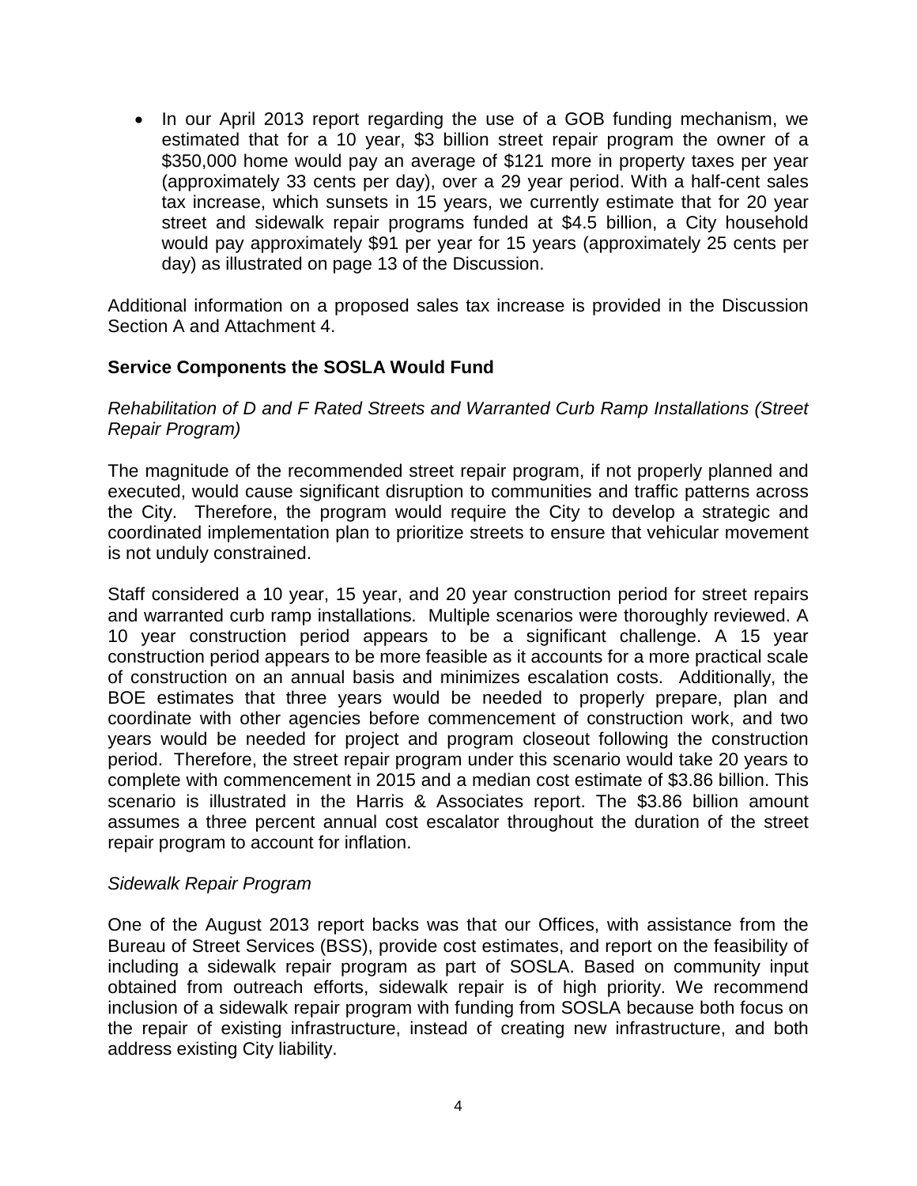- In our April 2013 report regarding the use of a GOB funding mechanism, we estimated that for a 10 year, $3 billion street repair program the owner of a $350,000 home would pay an average of $121 more in property taxes per year (approximately 33 cents per day), over a 29 year period. With a half-cent sales tax increase, which sunsets in 15 years, we currently estimate that for 20 year street and sidewalk repair programs funded at $4.5 billion, a City household would pay approximately $91 per year for 15 years (approximately 25 cents per day) as illustrated on page 13 of the Discussion.

Additional information on a proposed sales tax increase is provided in the Discussion Section A and Attachment 4.

**Service Components the SOSLA Would Fund**

*Rehabilitation of D and F Rated Streets and Warranted Curb Ramp Installations (Street Repair Program)*

The magnitude of the recommended street repair program, if not properly planned and executed, would cause significant disruption to communities and traffic patterns across the City. Therefore, the program would require the City to develop a strategic and coordinated implementation plan to prioritize streets to ensure that vehicular movement is not unduly constrained.

Staff considered a 10 year, 15 year, and 20 year construction period for street repairs and warranted curb ramp installations. Multiple scenarios were thoroughly reviewed. A 10 year construction period appears to be a significant challenge. A 15 year construction period appears to be more feasible as it accounts for a more practical scale of construction on an annual basis and minimizes escalation costs. Additionally, the BOE estimates that three years would be needed to properly prepare, plan and coordinate with other agencies before commencement of construction work, and two years would be needed for project and program closeout following the construction period. Therefore, the street repair program under this scenario would take 20 years to complete with commencement in 2015 and a median cost estimate of $3.86 billion. This scenario is illustrated in the Harris & Associates report. The $3.86 billion amount assumes a three percent annual cost escalator throughout the duration of the street repair program to account for inflation.

*Sidewalk Repair Program*

One of the August 2013 report backs was that our Offices, with assistance from the Bureau of Street Services (BSS), provide cost estimates, and report on the feasibility of including a sidewalk repair program as part of SOSLA. Based on community input obtained from outreach efforts, sidewalk repair is of high priority. We recommend inclusion of a sidewalk repair program with funding from SOSLA because both focus on the repair of existing infrastructure, instead of creating new infrastructure, and both address existing City liability.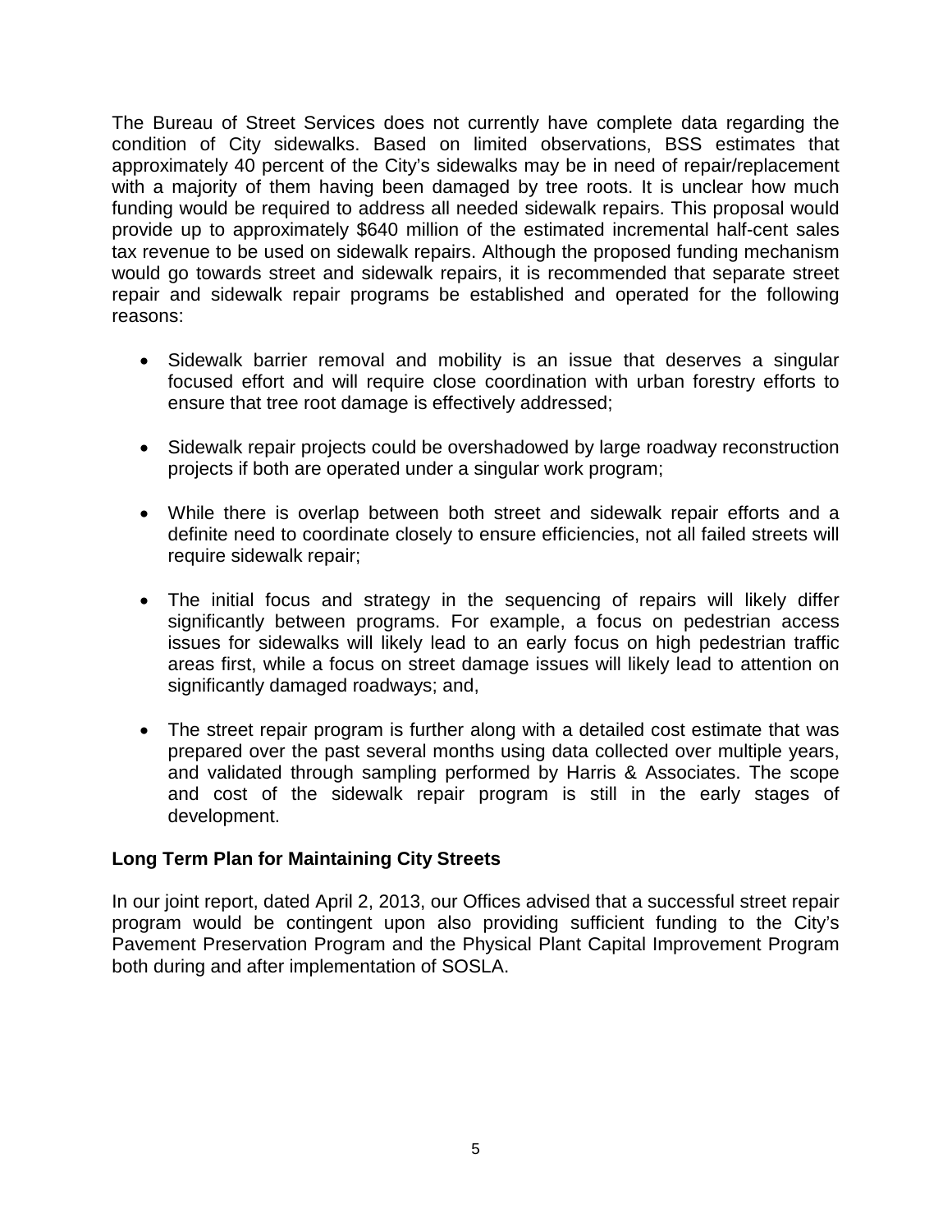The Bureau of Street Services does not currently have complete data regarding the condition of City sidewalks. Based on limited observations, BSS estimates that approximately 40 percent of the City's sidewalks may be in need of repair/replacement with a majority of them having been damaged by tree roots. It is unclear how much funding would be required to address all needed sidewalk repairs. This proposal would provide up to approximately $640 million of the estimated incremental half-cent sales tax revenue to be used on sidewalk repairs. Although the proposed funding mechanism would go towards street and sidewalk repairs, it is recommended that separate street repair and sidewalk repair programs be established and operated for the following reasons:

- Sidewalk barrier removal and mobility is an issue that deserves a singular focused effort and will require close coordination with urban forestry efforts to ensure that tree root damage is effectively addressed;
- Sidewalk repair projects could be overshadowed by large roadway reconstruction projects if both are operated under a singular work program;
- While there is overlap between both street and sidewalk repair efforts and a definite need to coordinate closely to ensure efficiencies, not all failed streets will require sidewalk repair;
- The initial focus and strategy in the sequencing of repairs will likely differ significantly between programs. For example, a focus on pedestrian access issues for sidewalks will likely lead to an early focus on high pedestrian traffic areas first, while a focus on street damage issues will likely lead to attention on significantly damaged roadways; and,
- The street repair program is further along with a detailed cost estimate that was prepared over the past several months using data collected over multiple years, and validated through sampling performed by Harris & Associates. The scope and cost of the sidewalk repair program is still in the early stages of development.

**Long Term Plan for Maintaining City Streets**

In our joint report, dated April 2, 2013, our Offices advised that a successful street repair program would be contingent upon also providing sufficient funding to the City's Pavement Preservation Program and the Physical Plant Capital Improvement Program both during and after implementation of SOSLA.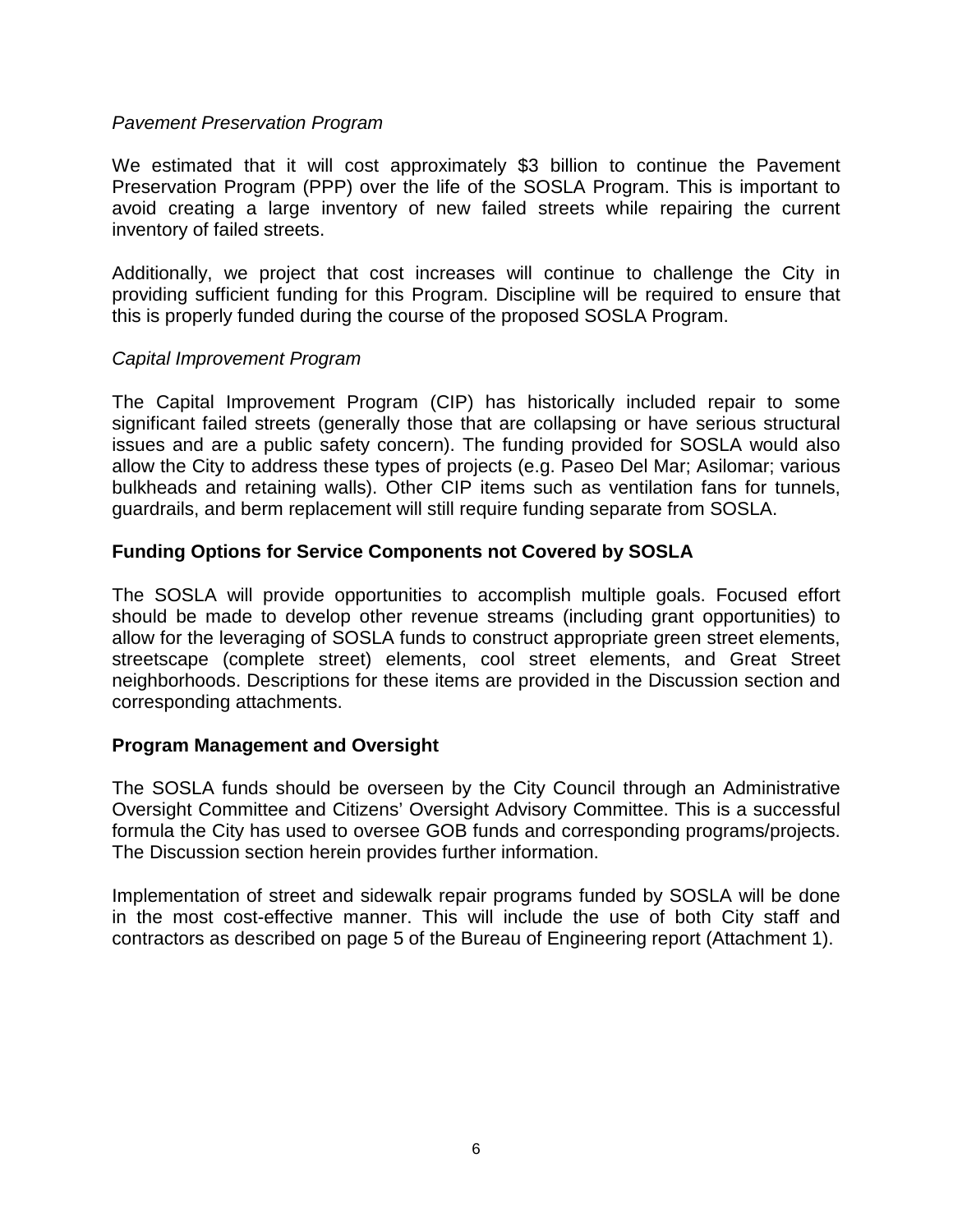*Pavement Preservation Program*

We estimated that it will cost approximately $3 billion to continue the Pavement Preservation Program (PPP) over the life of the SOSLA Program. This is important to avoid creating a large inventory of new failed streets while repairing the current inventory of failed streets.

Additionally, we project that cost increases will continue to challenge the City in providing sufficient funding for this Program. Discipline will be required to ensure that this is properly funded during the course of the proposed SOSLA Program.

*Capital Improvement Program*

The Capital Improvement Program (CIP) has historically included repair to some significant failed streets (generally those that are collapsing or have serious structural issues and are a public safety concern). The funding provided for SOSLA would also allow the City to address these types of projects (e.g. Paseo Del Mar; Asilomar; various bulkheads and retaining walls). Other CIP items such as ventilation fans for tunnels, guardrails, and berm replacement will still require funding separate from SOSLA.

**Funding Options for Service Components not Covered by SOSLA**

The SOSLA will provide opportunities to accomplish multiple goals. Focused effort should be made to develop other revenue streams (including grant opportunities) to allow for the leveraging of SOSLA funds to construct appropriate green street elements, streetscape (complete street) elements, cool street elements, and Great Street neighborhoods. Descriptions for these items are provided in the Discussion section and corresponding attachments.

**Program Management and Oversight**

The SOSLA funds should be overseen by the City Council through an Administrative Oversight Committee and Citizens' Oversight Advisory Committee. This is a successful formula the City has used to oversee GOB funds and corresponding programs/projects. The Discussion section herein provides further information.

Implementation of street and sidewalk repair programs funded by SOSLA will be done in the most cost-effective manner. This will include the use of both City staff and contractors as described on page 5 of the Bureau of Engineering report (Attachment 1).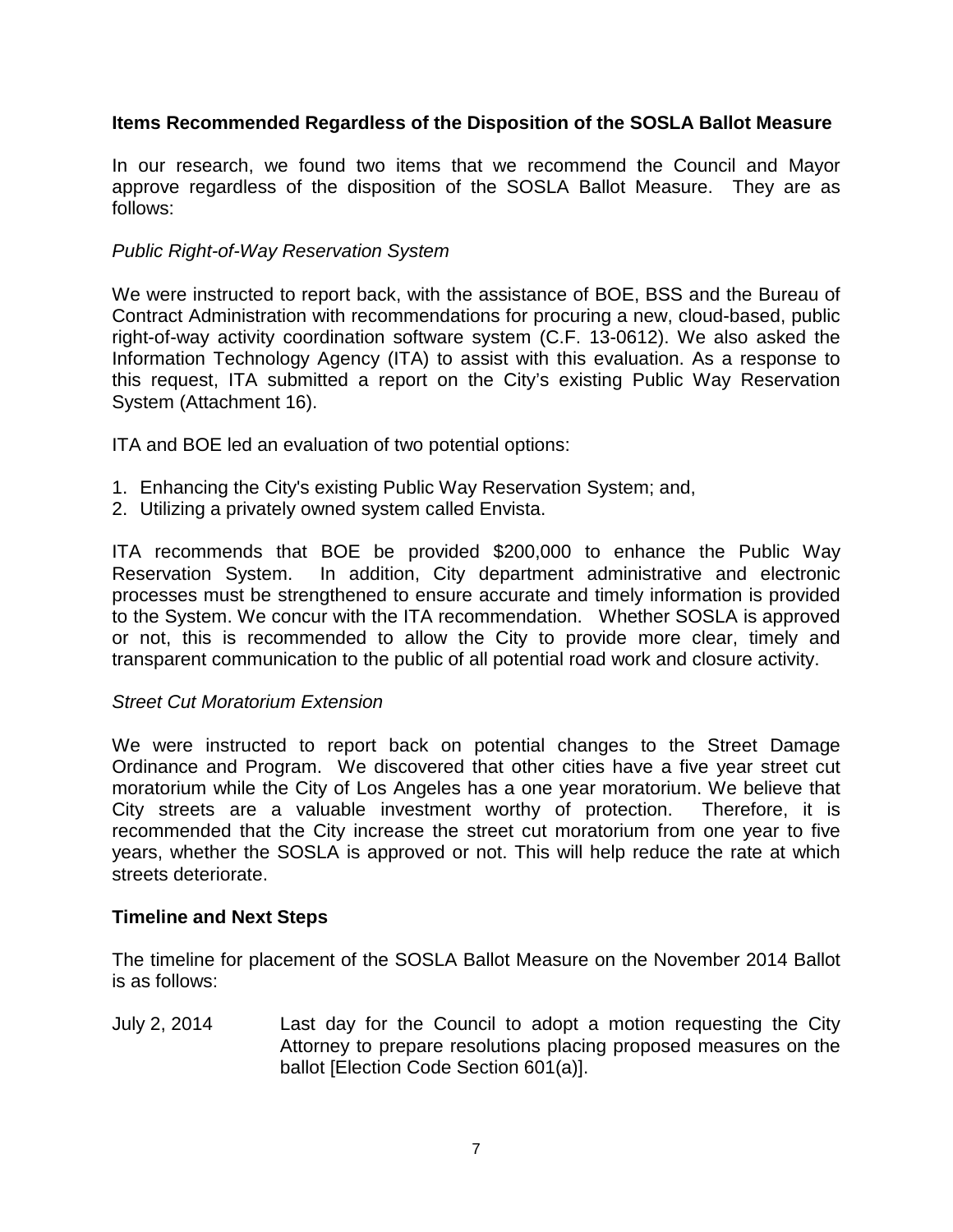**Items Recommended Regardless of the Disposition of the SOSLA Ballot Measure**

In our research, we found two items that we recommend the Council and Mayor approve regardless of the disposition of the SOSLA Ballot Measure. They are as follows:

*Public Right-of-Way Reservation System*

We were instructed to report back, with the assistance of BOE, BSS and the Bureau of Contract Administration with recommendations for procuring a new, cloud-based, public right-of-way activity coordination software system (C.F. 13-0612). We also asked the Information Technology Agency (ITA) to assist with this evaluation. As a response to this request, ITA submitted a report on the City's existing Public Way Reservation System (Attachment 16).

ITA and BOE led an evaluation of two potential options:

1. Enhancing the City's existing Public Way Reservation System; and,
2. Utilizing a privately owned system called Envista.

ITA recommends that BOE be provided $200,000 to enhance the Public Way Reservation System. In addition, City department administrative and electronic processes must be strengthened to ensure accurate and timely information is provided to the System. We concur with the ITA recommendation. Whether SOSLA is approved or not, this is recommended to allow the City to provide more clear, timely and transparent communication to the public of all potential road work and closure activity.

*Street Cut Moratorium Extension*

We were instructed to report back on potential changes to the Street Damage Ordinance and Program. We discovered that other cities have a five year street cut moratorium while the City of Los Angeles has a one year moratorium. We believe that City streets are a valuable investment worthy of protection. Therefore, it is recommended that the City increase the street cut moratorium from one year to five years, whether the SOSLA is approved or not. This will help reduce the rate at which streets deteriorate.

**Timeline and Next Steps**

The timeline for placement of the SOSLA Ballot Measure on the November 2014 Ballot is as follows:

| | |
|---|---|
| July 2, 2014 | Last day for the Council to adopt a motion requesting the City Attorney to prepare resolutions placing proposed measures on the ballot [Election Code Section 601(a)]. |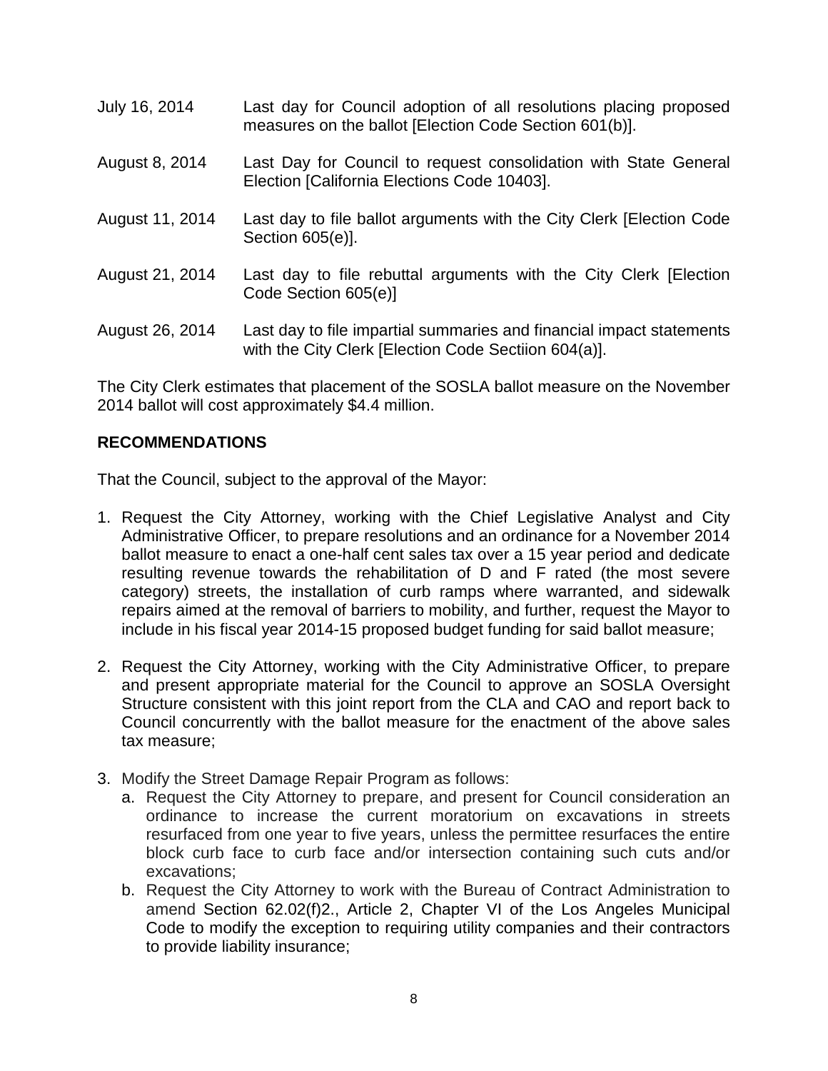| | |
|---|---|
| July 16, 2014 | Last day for Council adoption of all resolutions placing proposed measures on the ballot [Election Code Section 601(b)]. |
| August 8, 2014 | Last Day for Council to request consolidation with State General Election [California Elections Code 10403]. |
| August 11, 2014 | Last day to file ballot arguments with the City Clerk [Election Code Section 605(e)]. |
| August 21, 2014 | Last day to file rebuttal arguments with the City Clerk [Election Code Section 605(e)] |
| August 26, 2014 | Last day to file impartial summaries and financial impact statements with the City Clerk [Election Code Sectiion 604(a)]. |

The City Clerk estimates that placement of the SOSLA ballot measure on the November 2014 ballot will cost approximately $4.4 million.

**RECOMMENDATIONS**

That the Council, subject to the approval of the Mayor:

1. Request the City Attorney, working with the Chief Legislative Analyst and City Administrative Officer, to prepare resolutions and an ordinance for a November 2014 ballot measure to enact a one-half cent sales tax over a 15 year period and dedicate resulting revenue towards the rehabilitation of D and F rated (the most severe category) streets, the installation of curb ramps where warranted, and sidewalk repairs aimed at the removal of barriers to mobility, and further, request the Mayor to include in his fiscal year 2014-15 proposed budget funding for said ballot measure;

2. Request the City Attorney, working with the City Administrative Officer, to prepare and present appropriate material for the Council to approve an SOSLA Oversight Structure consistent with this joint report from the CLA and CAO and report back to Council concurrently with the ballot measure for the enactment of the above sales tax measure;

3. Modify the Street Damage Repair Program as follows:
   a. Request the City Attorney to prepare, and present for Council consideration an ordinance to increase the current moratorium on excavations in streets resurfaced from one year to five years, unless the permittee resurfaces the entire block curb face to curb face and/or intersection containing such cuts and/or excavations;
   b. Request the City Attorney to work with the Bureau of Contract Administration to amend Section 62.02(f)2., Article 2, Chapter VI of the Los Angeles Municipal Code to modify the exception to requiring utility companies and their contractors to provide liability insurance;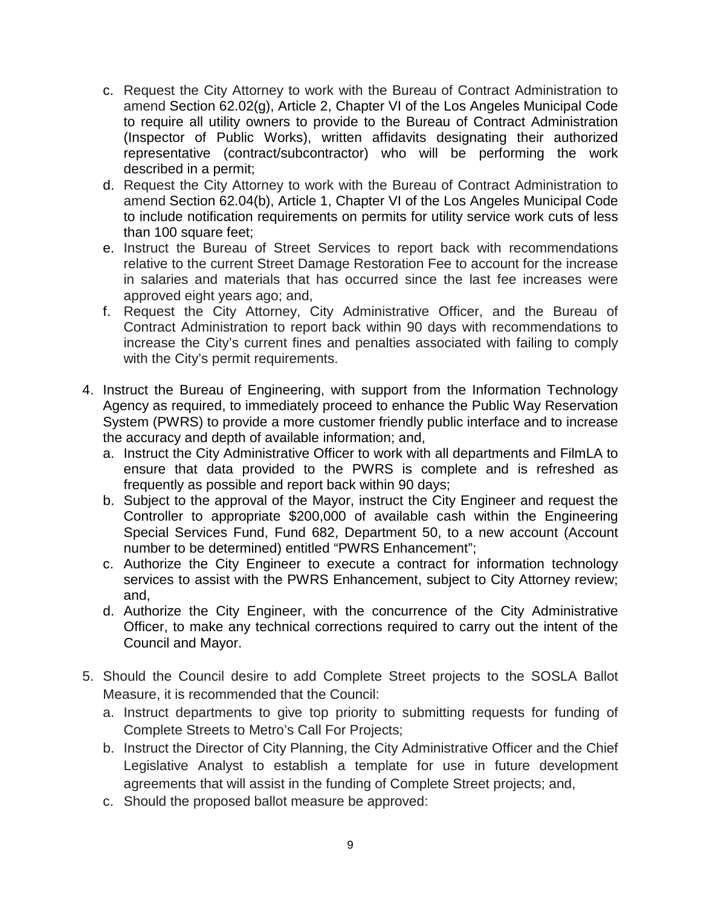c. Request the City Attorney to work with the Bureau of Contract Administration to amend Section 62.02(g), Article 2, Chapter VI of the Los Angeles Municipal Code to require all utility owners to provide to the Bureau of Contract Administration (Inspector of Public Works), written affidavits designating their authorized representative (contract/subcontractor) who will be performing the work described in a permit;

d. Request the City Attorney to work with the Bureau of Contract Administration to amend Section 62.04(b), Article 1, Chapter VI of the Los Angeles Municipal Code to include notification requirements on permits for utility service work cuts of less than 100 square feet;

e. Instruct the Bureau of Street Services to report back with recommendations relative to the current Street Damage Restoration Fee to account for the increase in salaries and materials that has occurred since the last fee increases were approved eight years ago; and,

f. Request the City Attorney, City Administrative Officer, and the Bureau of Contract Administration to report back within 90 days with recommendations to increase the City's current fines and penalties associated with failing to comply with the City's permit requirements.

4. Instruct the Bureau of Engineering, with support from the Information Technology Agency as required, to immediately proceed to enhance the Public Way Reservation System (PWRS) to provide a more customer friendly public interface and to increase the accuracy and depth of available information; and,
   a. Instruct the City Administrative Officer to work with all departments and FilmLA to ensure that data provided to the PWRS is complete and is refreshed as frequently as possible and report back within 90 days;
   b. Subject to the approval of the Mayor, instruct the City Engineer and request the Controller to appropriate $200,000 of available cash within the Engineering Special Services Fund, Fund 682, Department 50, to a new account (Account number to be determined) entitled "PWRS Enhancement";
   c. Authorize the City Engineer to execute a contract for information technology services to assist with the PWRS Enhancement, subject to City Attorney review; and,
   d. Authorize the City Engineer, with the concurrence of the City Administrative Officer, to make any technical corrections required to carry out the intent of the Council and Mayor.

5. Should the Council desire to add Complete Street projects to the SOSLA Ballot Measure, it is recommended that the Council:
   a. Instruct departments to give top priority to submitting requests for funding of Complete Streets to Metro's Call For Projects;
   b. Instruct the Director of City Planning, the City Administrative Officer and the Chief Legislative Analyst to establish a template for use in future development agreements that will assist in the funding of Complete Street projects; and,
   c. Should the proposed ballot measure be approved: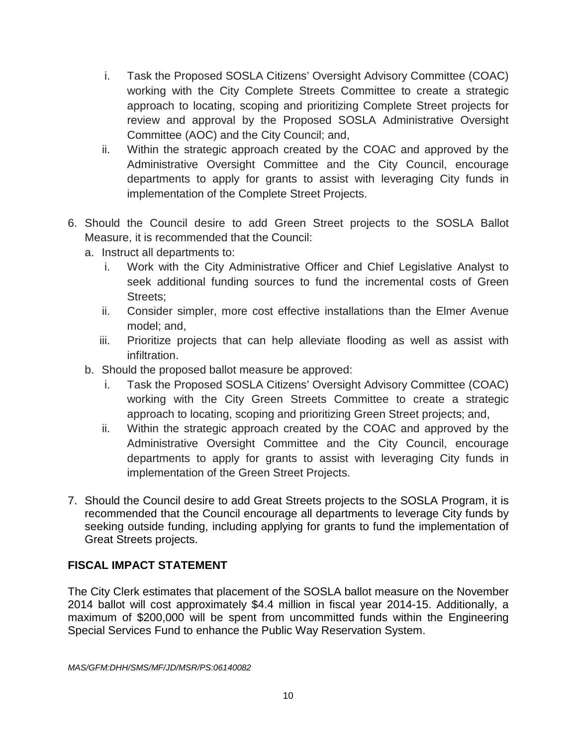i. Task the Proposed SOSLA Citizens' Oversight Advisory Committee (COAC) working with the City Complete Streets Committee to create a strategic approach to locating, scoping and prioritizing Complete Street projects for review and approval by the Proposed SOSLA Administrative Oversight Committee (AOC) and the City Council; and,
  ii. Within the strategic approach created by the COAC and approved by the Administrative Oversight Committee and the City Council, encourage departments to apply for grants to assist with leveraging City funds in implementation of the Complete Street Projects.

6. Should the Council desire to add Green Street projects to the SOSLA Ballot Measure, it is recommended that the Council:
   a. Instruct all departments to:
      i. Work with the City Administrative Officer and Chief Legislative Analyst to seek additional funding sources to fund the incremental costs of Green Streets;
      ii. Consider simpler, more cost effective installations than the Elmer Avenue model; and,
      iii. Prioritize projects that can help alleviate flooding as well as assist with infiltration.
   b. Should the proposed ballot measure be approved:
      i. Task the Proposed SOSLA Citizens' Oversight Advisory Committee (COAC) working with the City Green Streets Committee to create a strategic approach to locating, scoping and prioritizing Green Street projects; and,
      ii. Within the strategic approach created by the COAC and approved by the Administrative Oversight Committee and the City Council, encourage departments to apply for grants to assist with leveraging City funds in implementation of the Green Street Projects.

7. Should the Council desire to add Great Streets projects to the SOSLA Program, it is recommended that the Council encourage all departments to leverage City funds by seeking outside funding, including applying for grants to fund the implementation of Great Streets projects.

## FISCAL IMPACT STATEMENT

The City Clerk estimates that placement of the SOSLA ballot measure on the November 2014 ballot will cost approximately \$4.4 million in fiscal year 2014-15. Additionally, a maximum of \$200,000 will be spent from uncommitted funds within the Engineering Special Services Fund to enhance the Public Way Reservation System.

*MAS/GFM:DHH/SMS/MF/JD/MSR/PS:06140082*